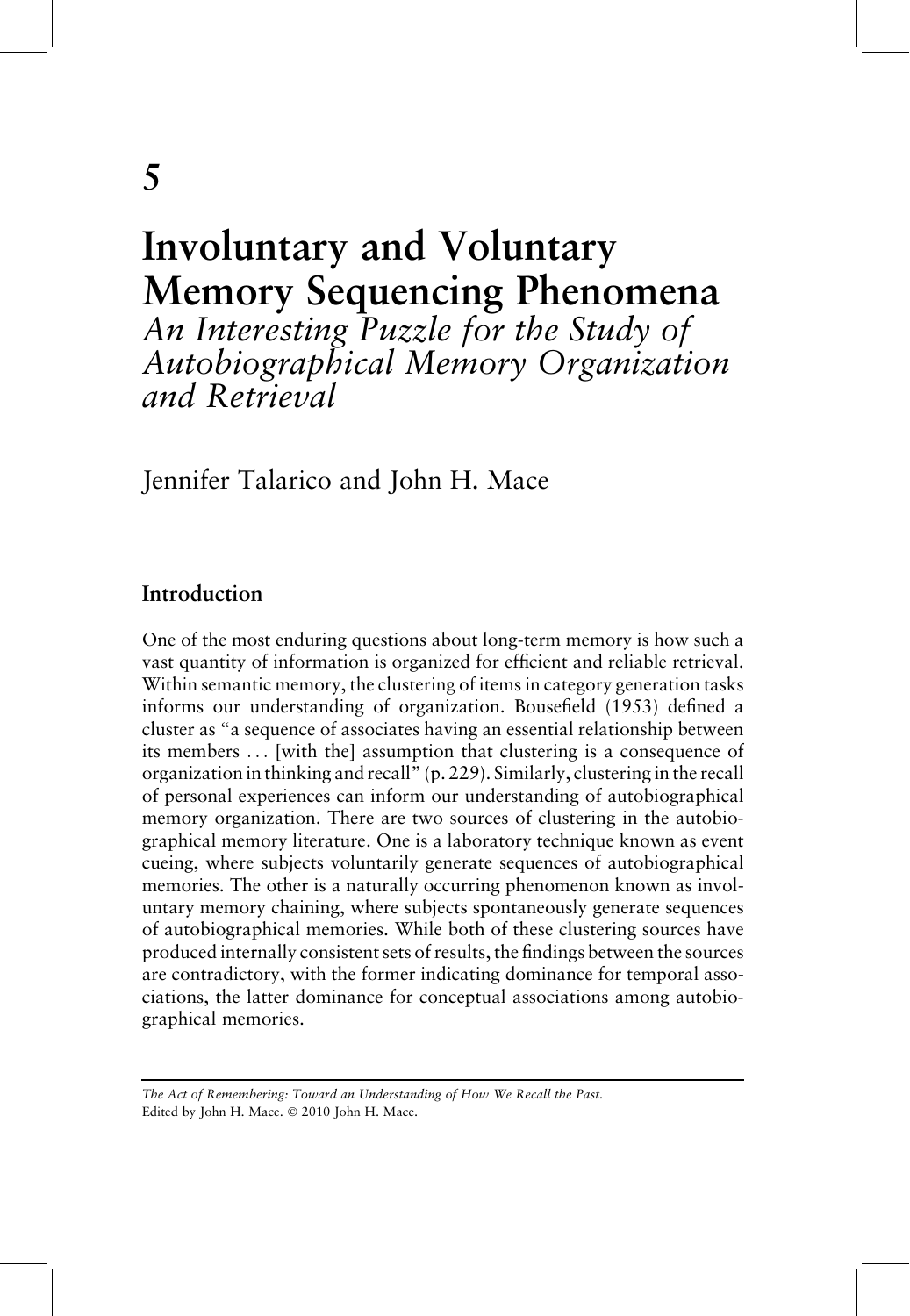# 5

# Involuntary and Voluntary Memory Sequencing Phenomena

*An Interesting Puzzle for the Study of Autobiographical Memory Organization and Retrieval*

Jennifer Talarico and John H. Mace

## Introduction

One of the most enduring questions about long-term memory is how such a vast quantity of information is organized for efficient and reliable retrieval. Within semantic memory, the clustering of items in category generation tasks informs our understanding of organization. Bousefield (1953) defined a cluster as "a sequence of associates having an essential relationship between its members ... [with the] assumption that clustering is a consequence of organization in thinking and recall" (p. 229). Similarly, clustering in the recall of personal experiences can inform our understanding of autobiographical memory organization. There are two sources of clustering in the autobiographical memory literature. One is a laboratory technique known as event cueing, where subjects voluntarily generate sequences of autobiographical memories. The other is a naturally occurring phenomenon known as involuntary memory chaining, where subjects spontaneously generate sequences of autobiographical memories. While both of these clustering sources have produced internally consistent sets of results, the findings between the sources are contradictory, with the former indicating dominance for temporal associations, the latter dominance for conceptual associations among autobiographical memories.

---

*The Act of Remembering: Toward an Understanding of How We Recall the Past.*
Edited by John H. Mace. © 2010 John H. Mace.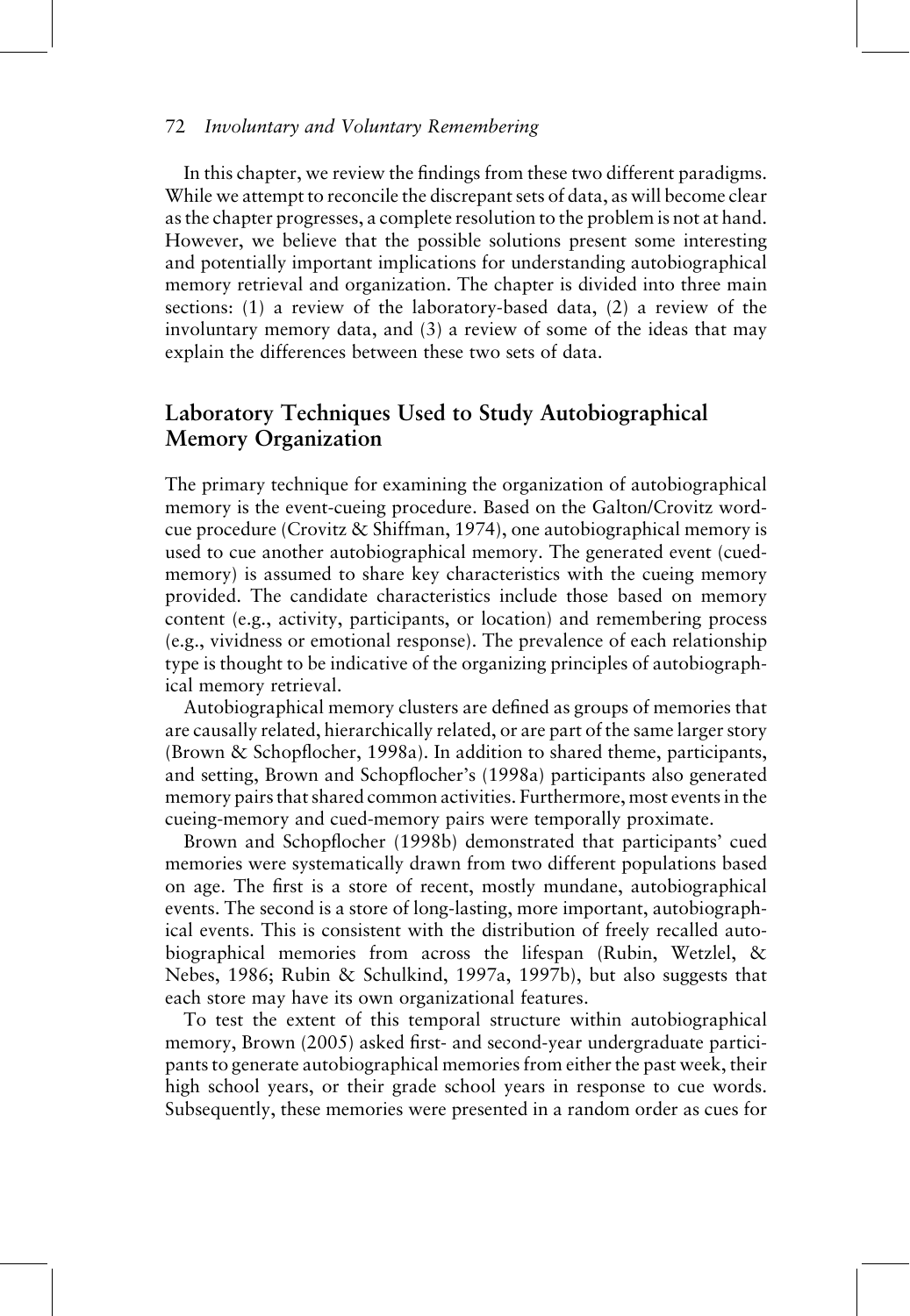In this chapter, we review the findings from these two different paradigms. While we attempt to reconcile the discrepant sets of data, as will become clear as the chapter progresses, a complete resolution to the problem is not at hand. However, we believe that the possible solutions present some interesting and potentially important implications for understanding autobiographical memory retrieval and organization. The chapter is divided into three main sections: (1) a review of the laboratory-based data, (2) a review of the involuntary memory data, and (3) a review of some of the ideas that may explain the differences between these two sets of data.

## Laboratory Techniques Used to Study Autobiographical Memory Organization

The primary technique for examining the organization of autobiographical memory is the event-cueing procedure. Based on the Galton/Crovitz word-cue procedure (Crovitz & Shiffman, 1974), one autobiographical memory is used to cue another autobiographical memory. The generated event (cued-memory) is assumed to share key characteristics with the cueing memory provided. The candidate characteristics include those based on memory content (e.g., activity, participants, or location) and remembering process (e.g., vividness or emotional response). The prevalence of each relationship type is thought to be indicative of the organizing principles of autobiographical memory retrieval.

Autobiographical memory clusters are defined as groups of memories that are causally related, hierarchically related, or are part of the same larger story (Brown & Schopflocher, 1998a). In addition to shared theme, participants, and setting, Brown and Schopflocher's (1998a) participants also generated memory pairs that shared common activities. Furthermore, most events in the cueing-memory and cued-memory pairs were temporally proximate.

Brown and Schopflocher (1998b) demonstrated that participants' cued memories were systematically drawn from two different populations based on age. The first is a store of recent, mostly mundane, autobiographical events. The second is a store of long-lasting, more important, autobiographical events. This is consistent with the distribution of freely recalled autobiographical memories from across the lifespan (Rubin, Wetzlel, & Nebes, 1986; Rubin & Schulkind, 1997a, 1997b), but also suggests that each store may have its own organizational features.

To test the extent of this temporal structure within autobiographical memory, Brown (2005) asked first- and second-year undergraduate participants to generate autobiographical memories from either the past week, their high school years, or their grade school years in response to cue words. Subsequently, these memories were presented in a random order as cues for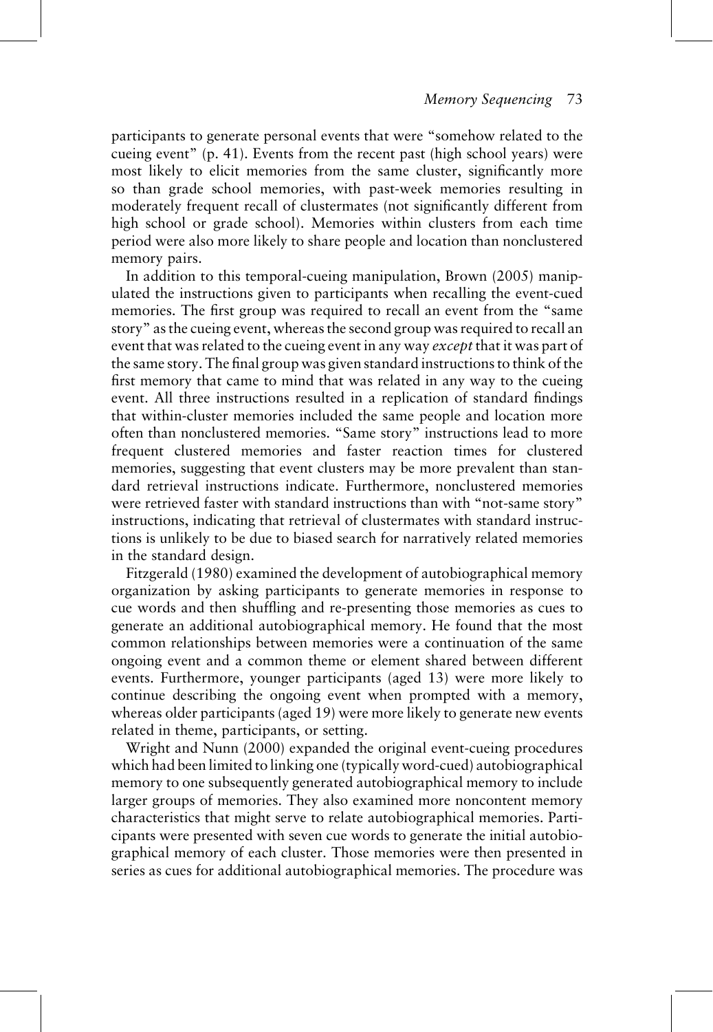participants to generate personal events that were "somehow related to the cueing event" (p. 41). Events from the recent past (high school years) were most likely to elicit memories from the same cluster, significantly more so than grade school memories, with past-week memories resulting in moderately frequent recall of clustermates (not significantly different from high school or grade school). Memories within clusters from each time period were also more likely to share people and location than nonclustered memory pairs.

In addition to this temporal-cueing manipulation, Brown (2005) manipulated the instructions given to participants when recalling the event-cued memories. The first group was required to recall an event from the "same story" as the cueing event, whereas the second group was required to recall an event that was related to the cueing event in any way *except* that it was part of the same story. The final group was given standard instructions to think of the first memory that came to mind that was related in any way to the cueing event. All three instructions resulted in a replication of standard findings that within-cluster memories included the same people and location more often than nonclustered memories. "Same story" instructions lead to more frequent clustered memories and faster reaction times for clustered memories, suggesting that event clusters may be more prevalent than standard retrieval instructions indicate. Furthermore, nonclustered memories were retrieved faster with standard instructions than with "not-same story" instructions, indicating that retrieval of clustermates with standard instructions is unlikely to be due to biased search for narratively related memories in the standard design.

Fitzgerald (1980) examined the development of autobiographical memory organization by asking participants to generate memories in response to cue words and then shuffling and re-presenting those memories as cues to generate an additional autobiographical memory. He found that the most common relationships between memories were a continuation of the same ongoing event and a common theme or element shared between different events. Furthermore, younger participants (aged 13) were more likely to continue describing the ongoing event when prompted with a memory, whereas older participants (aged 19) were more likely to generate new events related in theme, participants, or setting.

Wright and Nunn (2000) expanded the original event-cueing procedures which had been limited to linking one (typically word-cued) autobiographical memory to one subsequently generated autobiographical memory to include larger groups of memories. They also examined more noncontent memory characteristics that might serve to relate autobiographical memories. Participants were presented with seven cue words to generate the initial autobiographical memory of each cluster. Those memories were then presented in series as cues for additional autobiographical memories. The procedure was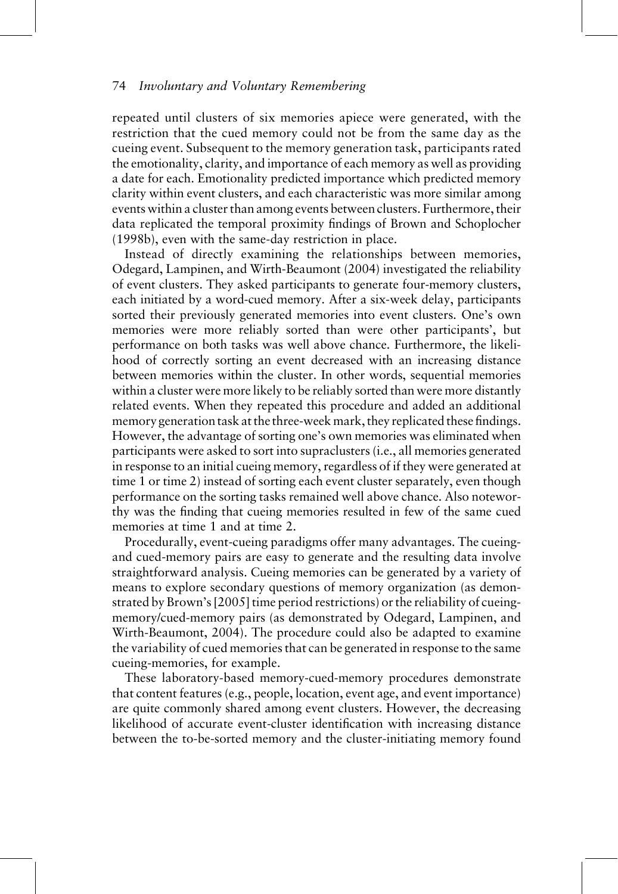repeated until clusters of six memories apiece were generated, with the restriction that the cued memory could not be from the same day as the cueing event. Subsequent to the memory generation task, participants rated the emotionality, clarity, and importance of each memory as well as providing a date for each. Emotionality predicted importance which predicted memory clarity within event clusters, and each characteristic was more similar among events within a cluster than among events between clusters. Furthermore, their data replicated the temporal proximity findings of Brown and Schoplocher (1998b), even with the same-day restriction in place.

Instead of directly examining the relationships between memories, Odegard, Lampinen, and Wirth-Beaumont (2004) investigated the reliability of event clusters. They asked participants to generate four-memory clusters, each initiated by a word-cued memory. After a six-week delay, participants sorted their previously generated memories into event clusters. One's own memories were more reliably sorted than were other participants', but performance on both tasks was well above chance. Furthermore, the likelihood of correctly sorting an event decreased with an increasing distance between memories within the cluster. In other words, sequential memories within a cluster were more likely to be reliably sorted than were more distantly related events. When they repeated this procedure and added an additional memory generation task at the three-week mark, they replicated these findings. However, the advantage of sorting one's own memories was eliminated when participants were asked to sort into supraclusters (i.e., all memories generated in response to an initial cueing memory, regardless of if they were generated at time 1 or time 2) instead of sorting each event cluster separately, even though performance on the sorting tasks remained well above chance. Also noteworthy was the finding that cueing memories resulted in few of the same cued memories at time 1 and at time 2.

Procedurally, event-cueing paradigms offer many advantages. The cueing- and cued-memory pairs are easy to generate and the resulting data involve straightforward analysis. Cueing memories can be generated by a variety of means to explore secondary questions of memory organization (as demonstrated by Brown's [2005] time period restrictions) or the reliability of cueing-memory/cued-memory pairs (as demonstrated by Odegard, Lampinen, and Wirth-Beaumont, 2004). The procedure could also be adapted to examine the variability of cued memories that can be generated in response to the same cueing-memories, for example.

These laboratory-based memory-cued-memory procedures demonstrate that content features (e.g., people, location, event age, and event importance) are quite commonly shared among event clusters. However, the decreasing likelihood of accurate event-cluster identification with increasing distance between the to-be-sorted memory and the cluster-initiating memory found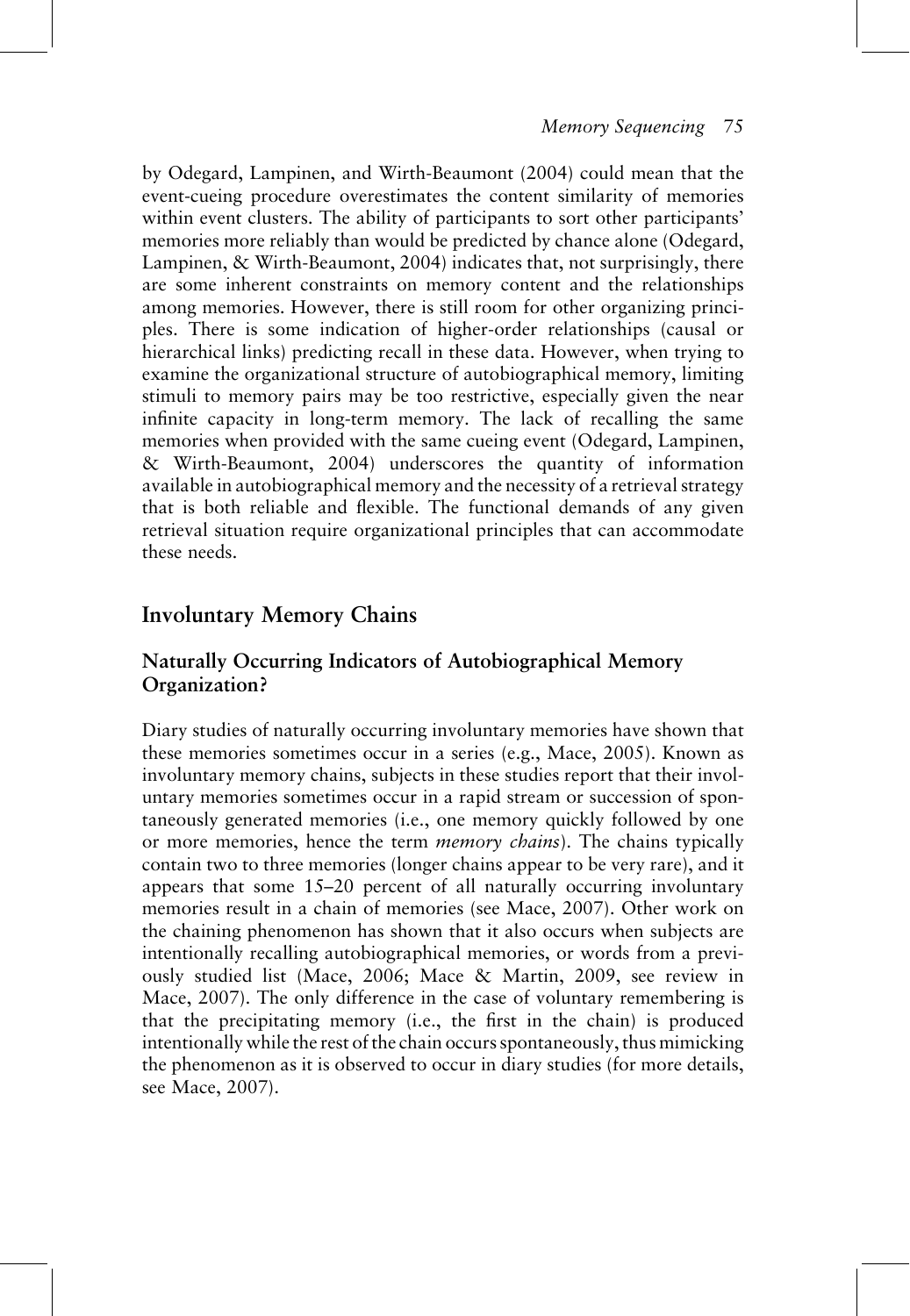by Odegard, Lampinen, and Wirth-Beaumont (2004) could mean that the event-cueing procedure overestimates the content similarity of memories within event clusters. The ability of participants to sort other participants' memories more reliably than would be predicted by chance alone (Odegard, Lampinen, & Wirth-Beaumont, 2004) indicates that, not surprisingly, there are some inherent constraints on memory content and the relationships among memories. However, there is still room for other organizing principles. There is some indication of higher-order relationships (causal or hierarchical links) predicting recall in these data. However, when trying to examine the organizational structure of autobiographical memory, limiting stimuli to memory pairs may be too restrictive, especially given the near infinite capacity in long-term memory. The lack of recalling the same memories when provided with the same cueing event (Odegard, Lampinen, & Wirth-Beaumont, 2004) underscores the quantity of information available in autobiographical memory and the necessity of a retrieval strategy that is both reliable and flexible. The functional demands of any given retrieval situation require organizational principles that can accommodate these needs.

## Involuntary Memory Chains

### Naturally Occurring Indicators of Autobiographical Memory Organization?

Diary studies of naturally occurring involuntary memories have shown that these memories sometimes occur in a series (e.g., Mace, 2005). Known as involuntary memory chains, subjects in these studies report that their involuntary memories sometimes occur in a rapid stream or succession of spontaneously generated memories (i.e., one memory quickly followed by one or more memories, hence the term *memory chains*). The chains typically contain two to three memories (longer chains appear to be very rare), and it appears that some 15–20 percent of all naturally occurring involuntary memories result in a chain of memories (see Mace, 2007). Other work on the chaining phenomenon has shown that it also occurs when subjects are intentionally recalling autobiographical memories, or words from a previously studied list (Mace, 2006; Mace & Martin, 2009, see review in Mace, 2007). The only difference in the case of voluntary remembering is that the precipitating memory (i.e., the first in the chain) is produced intentionally while the rest of the chain occurs spontaneously, thus mimicking the phenomenon as it is observed to occur in diary studies (for more details, see Mace, 2007).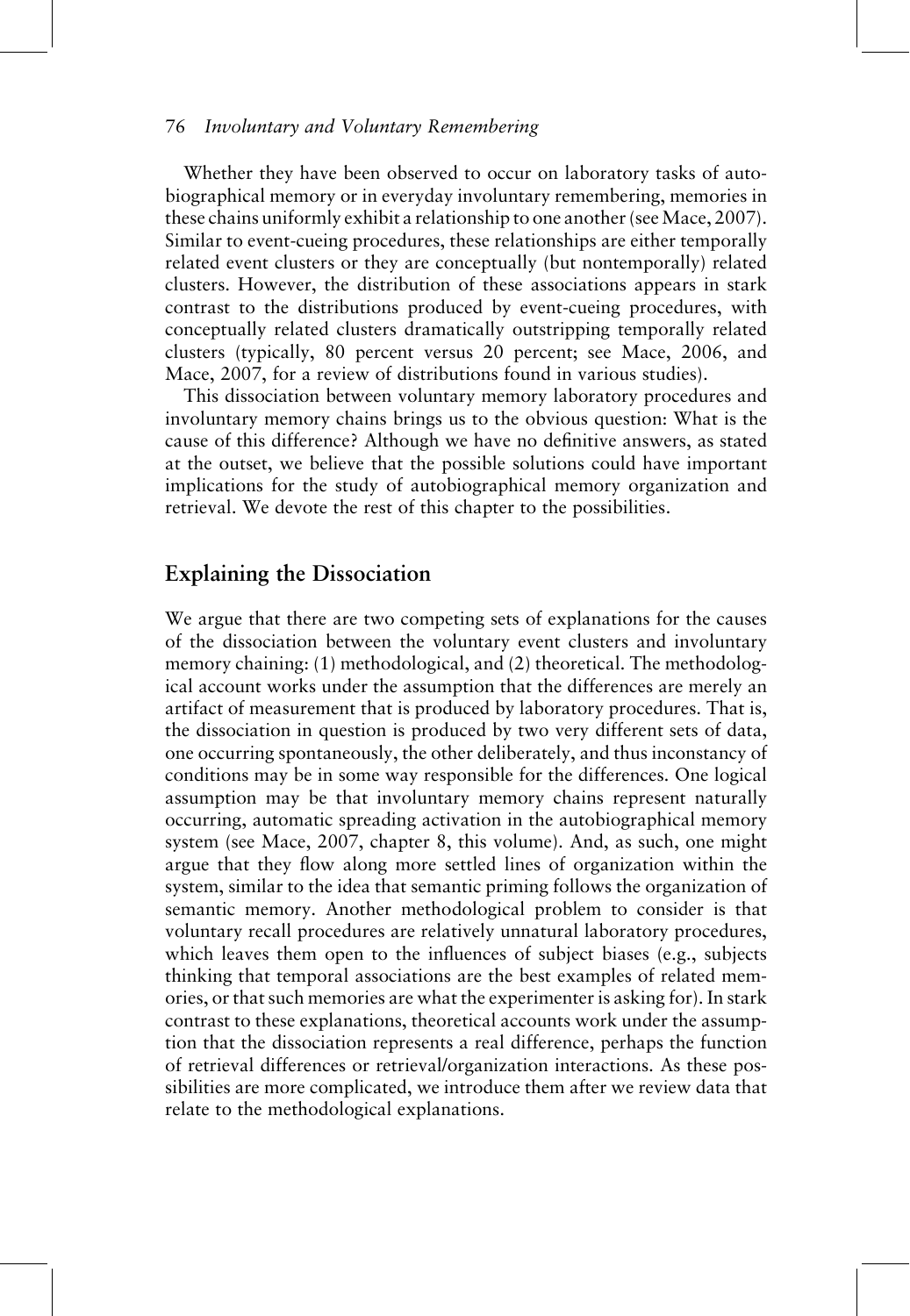Whether they have been observed to occur on laboratory tasks of autobiographical memory or in everyday involuntary remembering, memories in these chains uniformly exhibit a relationship to one another (see Mace, 2007). Similar to event-cueing procedures, these relationships are either temporally related event clusters or they are conceptually (but nontemporally) related clusters. However, the distribution of these associations appears in stark contrast to the distributions produced by event-cueing procedures, with conceptually related clusters dramatically outstripping temporally related clusters (typically, 80 percent versus 20 percent; see Mace, 2006, and Mace, 2007, for a review of distributions found in various studies).

This dissociation between voluntary memory laboratory procedures and involuntary memory chains brings us to the obvious question: What is the cause of this difference? Although we have no definitive answers, as stated at the outset, we believe that the possible solutions could have important implications for the study of autobiographical memory organization and retrieval. We devote the rest of this chapter to the possibilities.

## Explaining the Dissociation

We argue that there are two competing sets of explanations for the causes of the dissociation between the voluntary event clusters and involuntary memory chaining: (1) methodological, and (2) theoretical. The methodological account works under the assumption that the differences are merely an artifact of measurement that is produced by laboratory procedures. That is, the dissociation in question is produced by two very different sets of data, one occurring spontaneously, the other deliberately, and thus inconstancy of conditions may be in some way responsible for the differences. One logical assumption may be that involuntary memory chains represent naturally occurring, automatic spreading activation in the autobiographical memory system (see Mace, 2007, chapter 8, this volume). And, as such, one might argue that they flow along more settled lines of organization within the system, similar to the idea that semantic priming follows the organization of semantic memory. Another methodological problem to consider is that voluntary recall procedures are relatively unnatural laboratory procedures, which leaves them open to the influences of subject biases (e.g., subjects thinking that temporal associations are the best examples of related memories, or that such memories are what the experimenter is asking for). In stark contrast to these explanations, theoretical accounts work under the assumption that the dissociation represents a real difference, perhaps the function of retrieval differences or retrieval/organization interactions. As these possibilities are more complicated, we introduce them after we review data that relate to the methodological explanations.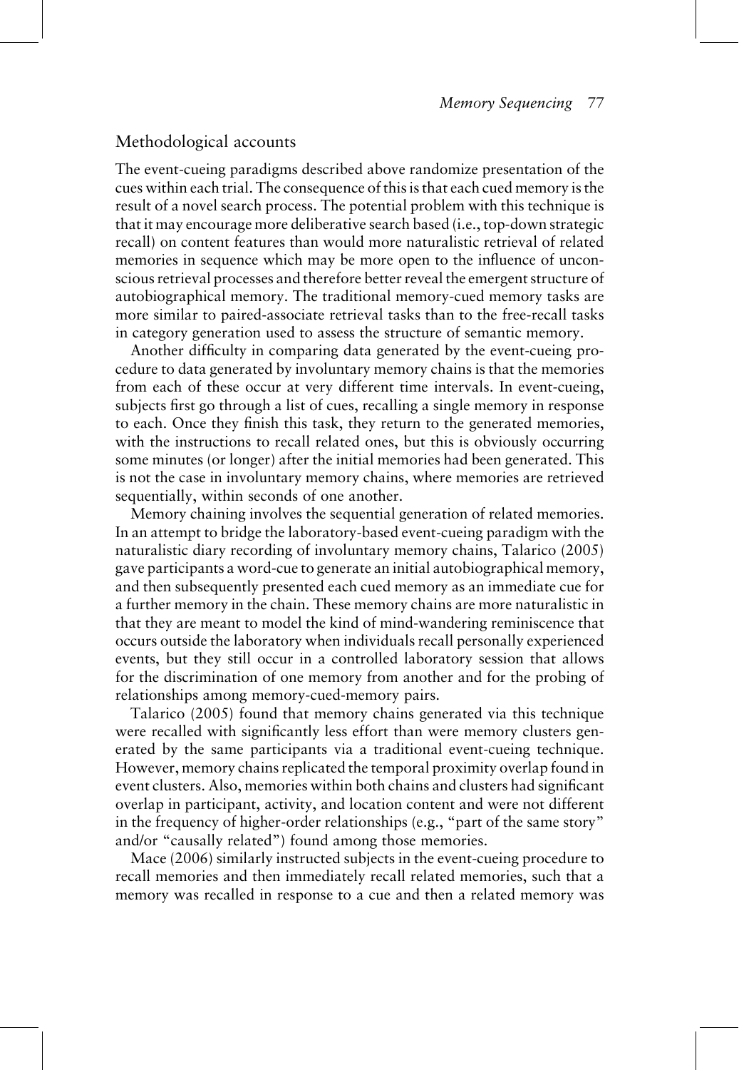## Methodological accounts

The event-cueing paradigms described above randomize presentation of the cues within each trial. The consequence of this is that each cued memory is the result of a novel search process. The potential problem with this technique is that it may encourage more deliberative search based (i.e., top-down strategic recall) on content features than would more naturalistic retrieval of related memories in sequence which may be more open to the influence of unconscious retrieval processes and therefore better reveal the emergent structure of autobiographical memory. The traditional memory-cued memory tasks are more similar to paired-associate retrieval tasks than to the free-recall tasks in category generation used to assess the structure of semantic memory.

Another difficulty in comparing data generated by the event-cueing procedure to data generated by involuntary memory chains is that the memories from each of these occur at very different time intervals. In event-cueing, subjects first go through a list of cues, recalling a single memory in response to each. Once they finish this task, they return to the generated memories, with the instructions to recall related ones, but this is obviously occurring some minutes (or longer) after the initial memories had been generated. This is not the case in involuntary memory chains, where memories are retrieved sequentially, within seconds of one another.

Memory chaining involves the sequential generation of related memories. In an attempt to bridge the laboratory-based event-cueing paradigm with the naturalistic diary recording of involuntary memory chains, Talarico (2005) gave participants a word-cue to generate an initial autobiographical memory, and then subsequently presented each cued memory as an immediate cue for a further memory in the chain. These memory chains are more naturalistic in that they are meant to model the kind of mind-wandering reminiscence that occurs outside the laboratory when individuals recall personally experienced events, but they still occur in a controlled laboratory session that allows for the discrimination of one memory from another and for the probing of relationships among memory-cued-memory pairs.

Talarico (2005) found that memory chains generated via this technique were recalled with significantly less effort than were memory clusters generated by the same participants via a traditional event-cueing technique. However, memory chains replicated the temporal proximity overlap found in event clusters. Also, memories within both chains and clusters had significant overlap in participant, activity, and location content and were not different in the frequency of higher-order relationships (e.g., "part of the same story" and/or "causally related") found among those memories.

Mace (2006) similarly instructed subjects in the event-cueing procedure to recall memories and then immediately recall related memories, such that a memory was recalled in response to a cue and then a related memory was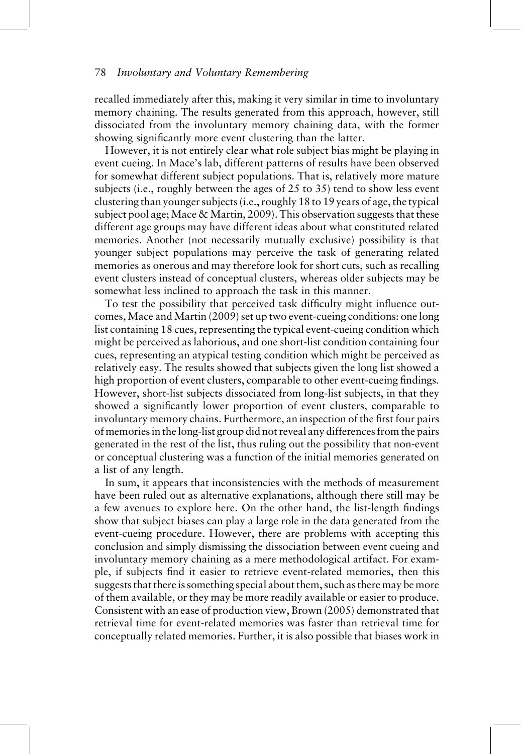recalled immediately after this, making it very similar in time to involuntary memory chaining. The results generated from this approach, however, still dissociated from the involuntary memory chaining data, with the former showing significantly more event clustering than the latter.

However, it is not entirely clear what role subject bias might be playing in event cueing. In Mace's lab, different patterns of results have been observed for somewhat different subject populations. That is, relatively more mature subjects (i.e., roughly between the ages of 25 to 35) tend to show less event clustering than younger subjects (i.e., roughly 18 to 19 years of age, the typical subject pool age; Mace & Martin, 2009). This observation suggests that these different age groups may have different ideas about what constituted related memories. Another (not necessarily mutually exclusive) possibility is that younger subject populations may perceive the task of generating related memories as onerous and may therefore look for short cuts, such as recalling event clusters instead of conceptual clusters, whereas older subjects may be somewhat less inclined to approach the task in this manner.

To test the possibility that perceived task difficulty might influence outcomes, Mace and Martin (2009) set up two event-cueing conditions: one long list containing 18 cues, representing the typical event-cueing condition which might be perceived as laborious, and one short-list condition containing four cues, representing an atypical testing condition which might be perceived as relatively easy. The results showed that subjects given the long list showed a high proportion of event clusters, comparable to other event-cueing findings. However, short-list subjects dissociated from long-list subjects, in that they showed a significantly lower proportion of event clusters, comparable to involuntary memory chains. Furthermore, an inspection of the first four pairs of memories in the long-list group did not reveal any differences from the pairs generated in the rest of the list, thus ruling out the possibility that non-event or conceptual clustering was a function of the initial memories generated on a list of any length.

In sum, it appears that inconsistencies with the methods of measurement have been ruled out as alternative explanations, although there still may be a few avenues to explore here. On the other hand, the list-length findings show that subject biases can play a large role in the data generated from the event-cueing procedure. However, there are problems with accepting this conclusion and simply dismissing the dissociation between event cueing and involuntary memory chaining as a mere methodological artifact. For example, if subjects find it easier to retrieve event-related memories, then this suggests that there is something special about them, such as there may be more of them available, or they may be more readily available or easier to produce. Consistent with an ease of production view, Brown (2005) demonstrated that retrieval time for event-related memories was faster than retrieval time for conceptually related memories. Further, it is also possible that biases work in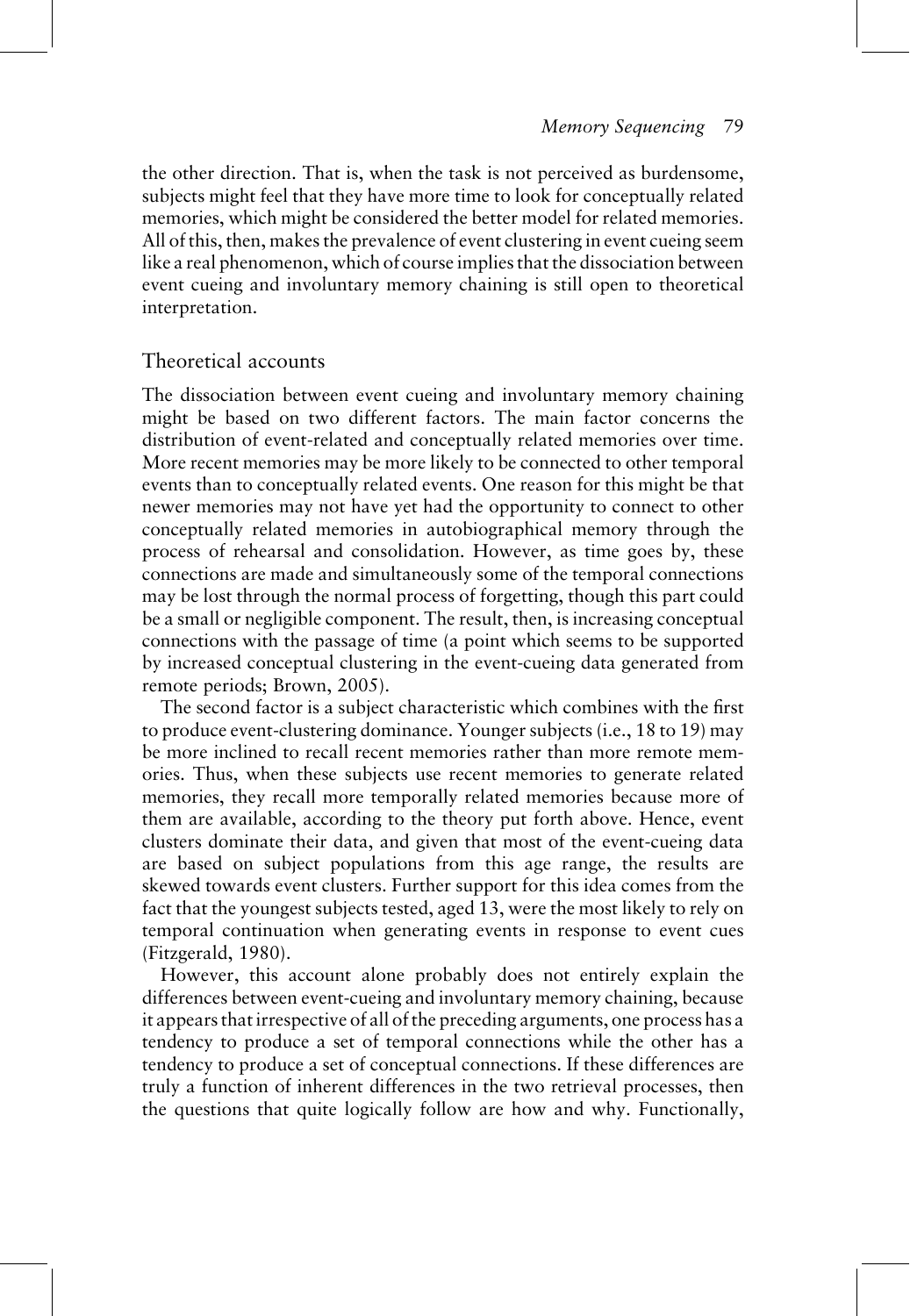the other direction. That is, when the task is not perceived as burdensome, subjects might feel that they have more time to look for conceptually related memories, which might be considered the better model for related memories. All of this, then, makes the prevalence of event clustering in event cueing seem like a real phenomenon, which of course implies that the dissociation between event cueing and involuntary memory chaining is still open to theoretical interpretation.

## Theoretical accounts

The dissociation between event cueing and involuntary memory chaining might be based on two different factors. The main factor concerns the distribution of event-related and conceptually related memories over time. More recent memories may be more likely to be connected to other temporal events than to conceptually related events. One reason for this might be that newer memories may not have yet had the opportunity to connect to other conceptually related memories in autobiographical memory through the process of rehearsal and consolidation. However, as time goes by, these connections are made and simultaneously some of the temporal connections may be lost through the normal process of forgetting, though this part could be a small or negligible component. The result, then, is increasing conceptual connections with the passage of time (a point which seems to be supported by increased conceptual clustering in the event-cueing data generated from remote periods; Brown, 2005).

The second factor is a subject characteristic which combines with the first to produce event-clustering dominance. Younger subjects (i.e., 18 to 19) may be more inclined to recall recent memories rather than more remote memories. Thus, when these subjects use recent memories to generate related memories, they recall more temporally related memories because more of them are available, according to the theory put forth above. Hence, event clusters dominate their data, and given that most of the event-cueing data are based on subject populations from this age range, the results are skewed towards event clusters. Further support for this idea comes from the fact that the youngest subjects tested, aged 13, were the most likely to rely on temporal continuation when generating events in response to event cues (Fitzgerald, 1980).

However, this account alone probably does not entirely explain the differences between event-cueing and involuntary memory chaining, because it appears that irrespective of all of the preceding arguments, one process has a tendency to produce a set of temporal connections while the other has a tendency to produce a set of conceptual connections. If these differences are truly a function of inherent differences in the two retrieval processes, then the questions that quite logically follow are how and why. Functionally,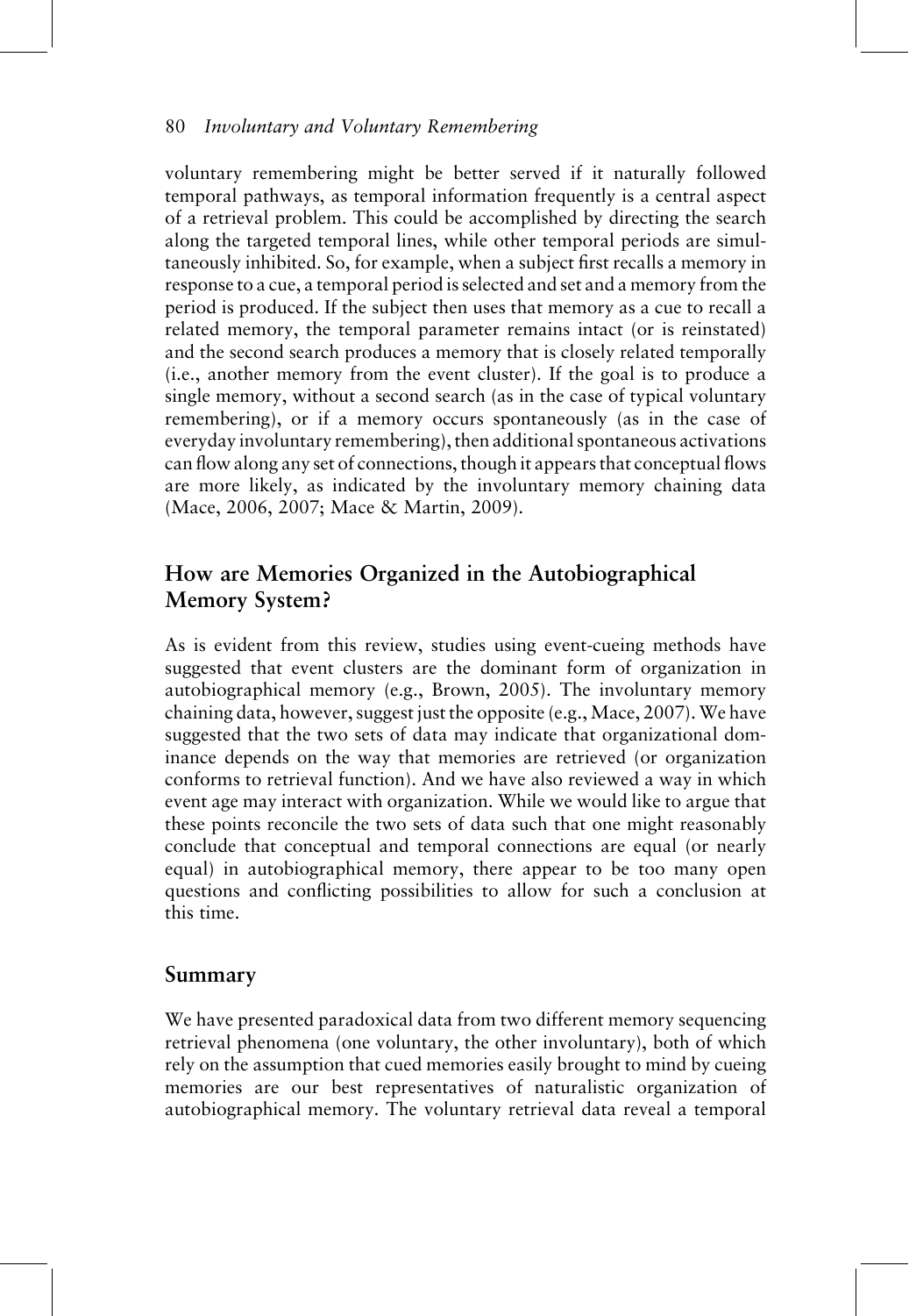voluntary remembering might be better served if it naturally followed temporal pathways, as temporal information frequently is a central aspect of a retrieval problem. This could be accomplished by directing the search along the targeted temporal lines, while other temporal periods are simultaneously inhibited. So, for example, when a subject first recalls a memory in response to a cue, a temporal period is selected and set and a memory from the period is produced. If the subject then uses that memory as a cue to recall a related memory, the temporal parameter remains intact (or is reinstated) and the second search produces a memory that is closely related temporally (i.e., another memory from the event cluster). If the goal is to produce a single memory, without a second search (as in the case of typical voluntary remembering), or if a memory occurs spontaneously (as in the case of everyday involuntary remembering), then additional spontaneous activations can flow along any set of connections, though it appears that conceptual flows are more likely, as indicated by the involuntary memory chaining data (Mace, 2006, 2007; Mace & Martin, 2009).

## How are Memories Organized in the Autobiographical Memory System?

As is evident from this review, studies using event-cueing methods have suggested that event clusters are the dominant form of organization in autobiographical memory (e.g., Brown, 2005). The involuntary memory chaining data, however, suggest just the opposite (e.g., Mace, 2007). We have suggested that the two sets of data may indicate that organizational dominance depends on the way that memories are retrieved (or organization conforms to retrieval function). And we have also reviewed a way in which event age may interact with organization. While we would like to argue that these points reconcile the two sets of data such that one might reasonably conclude that conceptual and temporal connections are equal (or nearly equal) in autobiographical memory, there appear to be too many open questions and conflicting possibilities to allow for such a conclusion at this time.

## Summary

We have presented paradoxical data from two different memory sequencing retrieval phenomena (one voluntary, the other involuntary), both of which rely on the assumption that cued memories easily brought to mind by cueing memories are our best representatives of naturalistic organization of autobiographical memory. The voluntary retrieval data reveal a temporal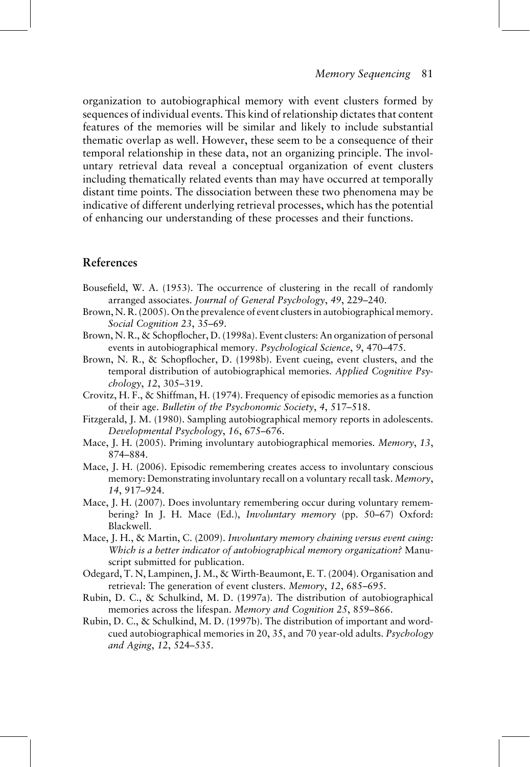organization to autobiographical memory with event clusters formed by sequences of individual events. This kind of relationship dictates that content features of the memories will be similar and likely to include substantial thematic overlap as well. However, these seem to be a consequence of their temporal relationship in these data, not an organizing principle. The involuntary retrieval data reveal a conceptual organization of event clusters including thematically related events than may have occurred at temporally distant time points. The dissociation between these two phenomena may be indicative of different underlying retrieval processes, which has the potential of enhancing our understanding of these processes and their functions.

## References

Bousefield, W. A. (1953). The occurrence of clustering in the recall of randomly arranged associates. *Journal of General Psychology*, *49*, 229–240.

Brown, N. R. (2005). On the prevalence of event clusters in autobiographical memory. *Social Cognition 23*, 35–69.

Brown, N. R., & Schopflocher, D. (1998a). Event clusters: An organization of personal events in autobiographical memory. *Psychological Science*, *9*, 470–475.

Brown, N. R., & Schopflocher, D. (1998b). Event cueing, event clusters, and the temporal distribution of autobiographical memories. *Applied Cognitive Psychology*, *12*, 305–319.

Crovitz, H. F., & Shiffman, H. (1974). Frequency of episodic memories as a function of their age. *Bulletin of the Psychonomic Society*, *4*, 517–518.

Fitzgerald, J. M. (1980). Sampling autobiographical memory reports in adolescents. *Developmental Psychology*, *16*, 675–676.

Mace, J. H. (2005). Priming involuntary autobiographical memories. *Memory*, *13*, 874–884.

Mace, J. H. (2006). Episodic remembering creates access to involuntary conscious memory: Demonstrating involuntary recall on a voluntary recall task. *Memory*, *14*, 917–924.

Mace, J. H. (2007). Does involuntary remembering occur during voluntary remembering? In J. H. Mace (Ed.), *Involuntary memory* (pp. 50–67) Oxford: Blackwell.

Mace, J. H., & Martin, C. (2009). *Involuntary memory chaining versus event cuing: Which is a better indicator of autobiographical memory organization?* Manuscript submitted for publication.

Odegard, T. N, Lampinen, J. M., & Wirth-Beaumont, E. T. (2004). Organisation and retrieval: The generation of event clusters. *Memory*, *12*, 685–695.

Rubin, D. C., & Schulkind, M. D. (1997a). The distribution of autobiographical memories across the lifespan. *Memory and Cognition 25*, 859–866.

Rubin, D. C., & Schulkind, M. D. (1997b). The distribution of important and word-cued autobiographical memories in 20, 35, and 70 year-old adults. *Psychology and Aging*, *12*, 524–535.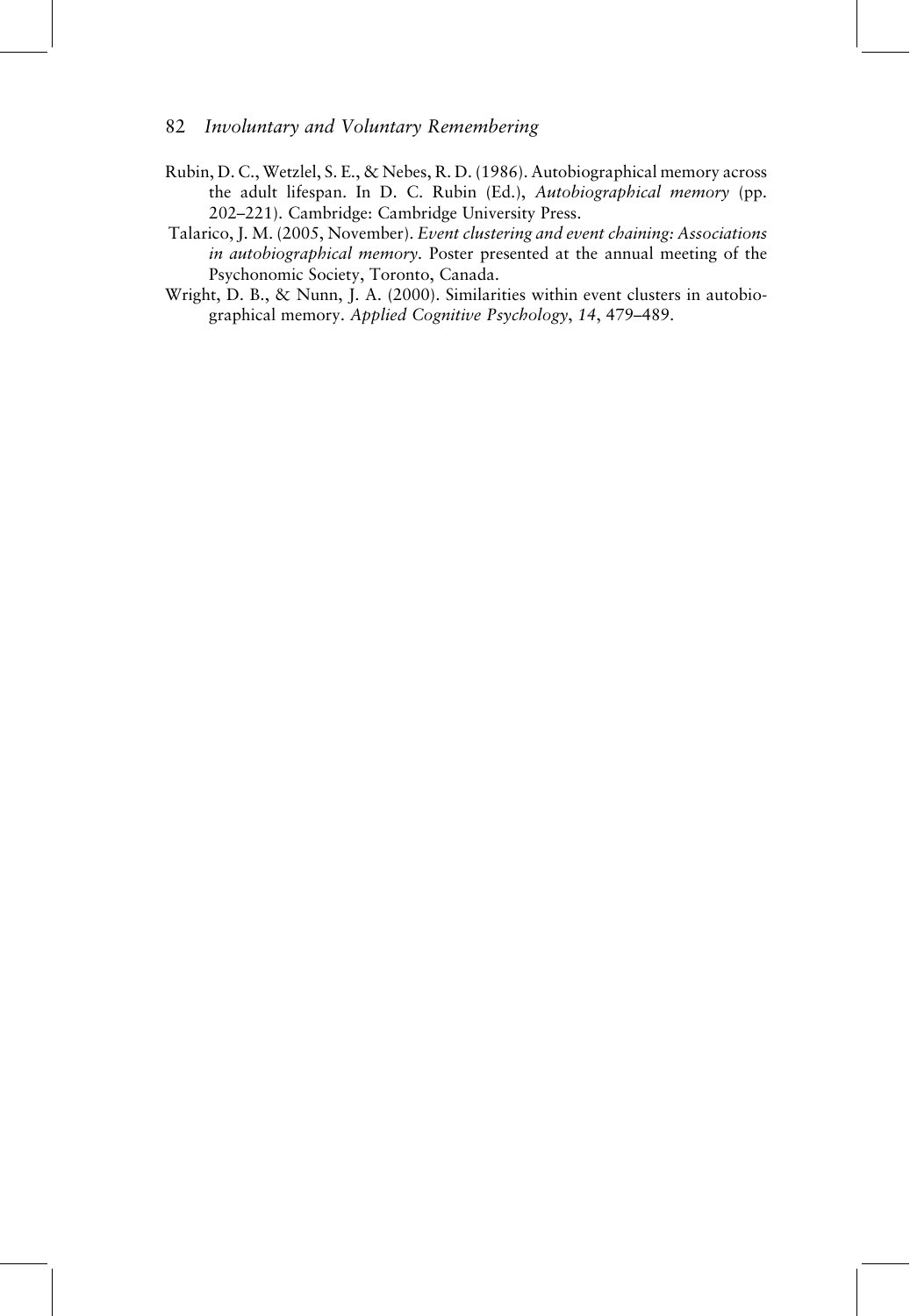Rubin, D. C., Wetzlel, S. E., & Nebes, R. D. (1986). Autobiographical memory across the adult lifespan. In D. C. Rubin (Ed.), *Autobiographical memory* (pp. 202–221). Cambridge: Cambridge University Press.

Talarico, J. M. (2005, November). *Event clustering and event chaining: Associations in autobiographical memory*. Poster presented at the annual meeting of the Psychonomic Society, Toronto, Canada.

Wright, D. B., & Nunn, J. A. (2000). Similarities within event clusters in autobiographical memory. *Applied Cognitive Psychology*, *14*, 479–489.